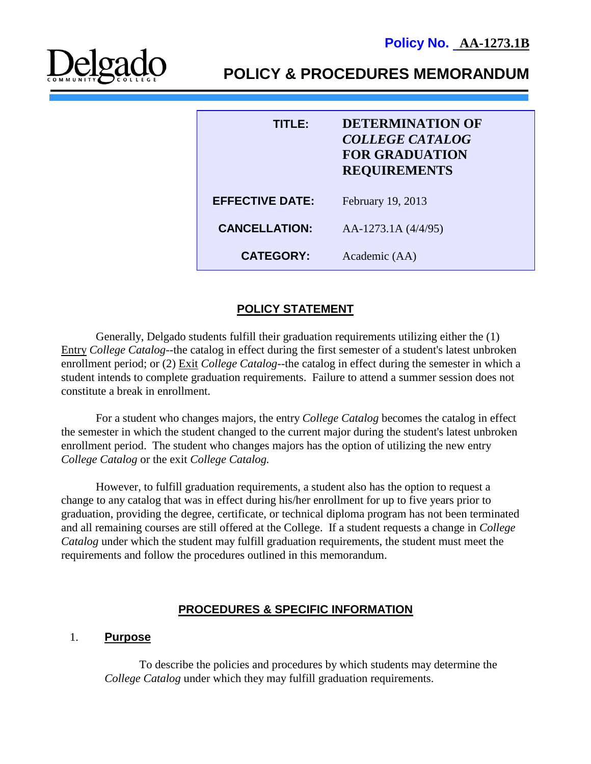**Policy No. AA-1273.1B**

Delgado Community College

# POLICY & PROCEDURES MEMORANDUM

| | |
|---|---|
| **TITLE:** | **DETERMINATION OF *COLLEGE CATALOG* FOR GRADUATION REQUIREMENTS** |
| **EFFECTIVE DATE:** | February 19, 2013 |
| **CANCELLATION:** | AA-1273.1A (4/4/95) |
| **CATEGORY:** | Academic (AA) |

## POLICY STATEMENT

Generally, Delgado students fulfill their graduation requirements utilizing either the (1) Entry *College Catalog*--the catalog in effect during the first semester of a student's latest unbroken enrollment period; or (2) Exit *College Catalog*--the catalog in effect during the semester in which a student intends to complete graduation requirements. Failure to attend a summer session does not constitute a break in enrollment.

For a student who changes majors, the entry *College Catalog* becomes the catalog in effect the semester in which the student changed to the current major during the student's latest unbroken enrollment period. The student who changes majors has the option of utilizing the new entry *College Catalog* or the exit *College Catalog.*

However, to fulfill graduation requirements, a student also has the option to request a change to any catalog that was in effect during his/her enrollment for up to five years prior to graduation, providing the degree, certificate, or technical diploma program has not been terminated and all remaining courses are still offered at the College. If a student requests a change in *College Catalog* under which the student may fulfill graduation requirements, the student must meet the requirements and follow the procedures outlined in this memorandum.

## PROCEDURES & SPECIFIC INFORMATION

### 1. Purpose

To describe the policies and procedures by which students may determine the *College Catalog* under which they may fulfill graduation requirements.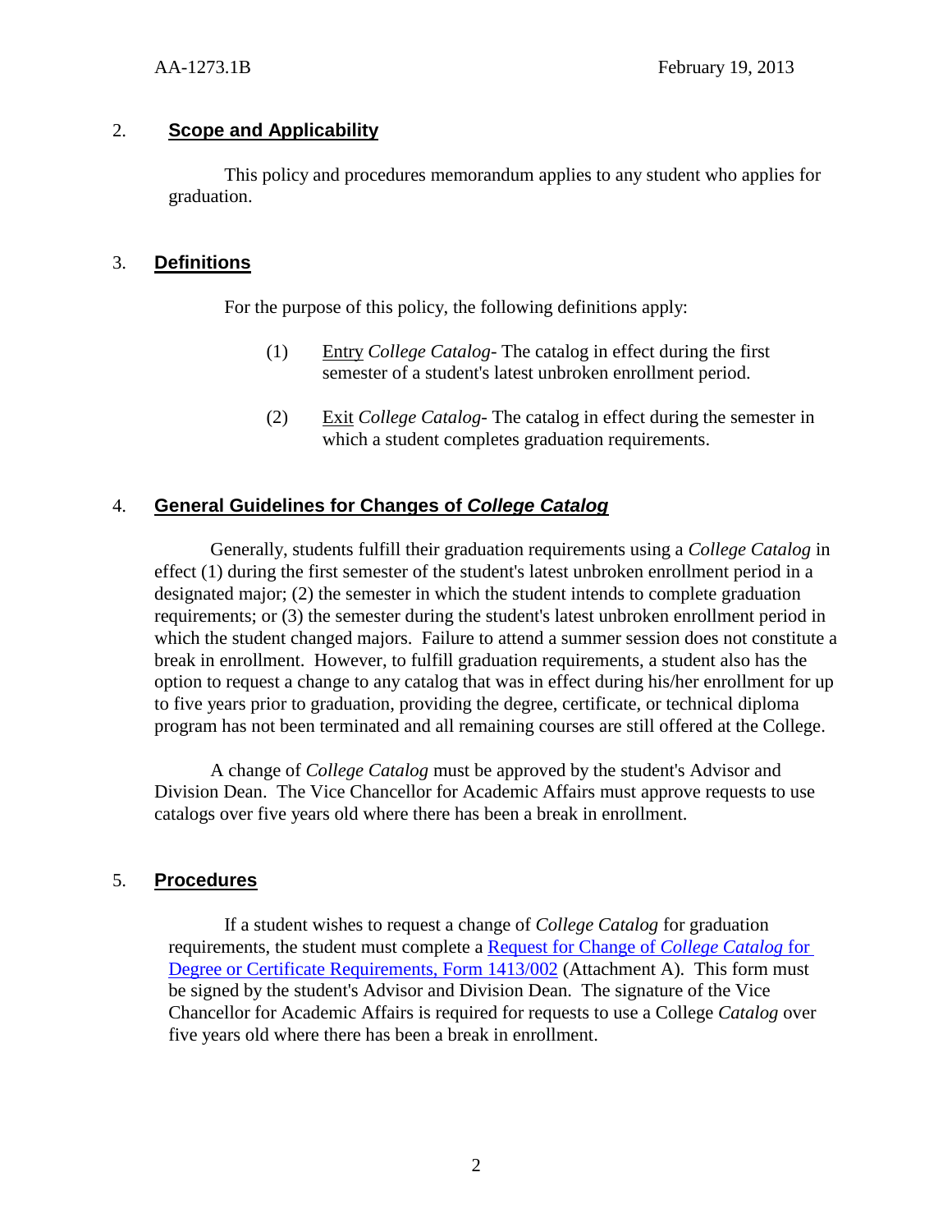## 2. Scope and Applicability

This policy and procedures memorandum applies to any student who applies for graduation.

## 3. Definitions

For the purpose of this policy, the following definitions apply:

(1) Entry *College Catalog*- The catalog in effect during the first semester of a student's latest unbroken enrollment period.

(2) Exit *College Catalog*- The catalog in effect during the semester in which a student completes graduation requirements.

## 4. General Guidelines for Changes of *College Catalog*

Generally, students fulfill their graduation requirements using a *College Catalog* in effect (1) during the first semester of the student's latest unbroken enrollment period in a designated major; (2) the semester in which the student intends to complete graduation requirements; or (3) the semester during the student's latest unbroken enrollment period in which the student changed majors. Failure to attend a summer session does not constitute a break in enrollment. However, to fulfill graduation requirements, a student also has the option to request a change to any catalog that was in effect during his/her enrollment for up to five years prior to graduation, providing the degree, certificate, or technical diploma program has not been terminated and all remaining courses are still offered at the College.

A change of *College Catalog* must be approved by the student's Advisor and Division Dean. The Vice Chancellor for Academic Affairs must approve requests to use catalogs over five years old where there has been a break in enrollment.

## 5. Procedures

If a student wishes to request a change of *College Catalog* for graduation requirements, the student must complete a Request for Change of *College Catalog* for Degree or Certificate Requirements, Form 1413/002 (Attachment A). This form must be signed by the student's Advisor and Division Dean. The signature of the Vice Chancellor for Academic Affairs is required for requests to use a College *Catalog* over five years old where there has been a break in enrollment.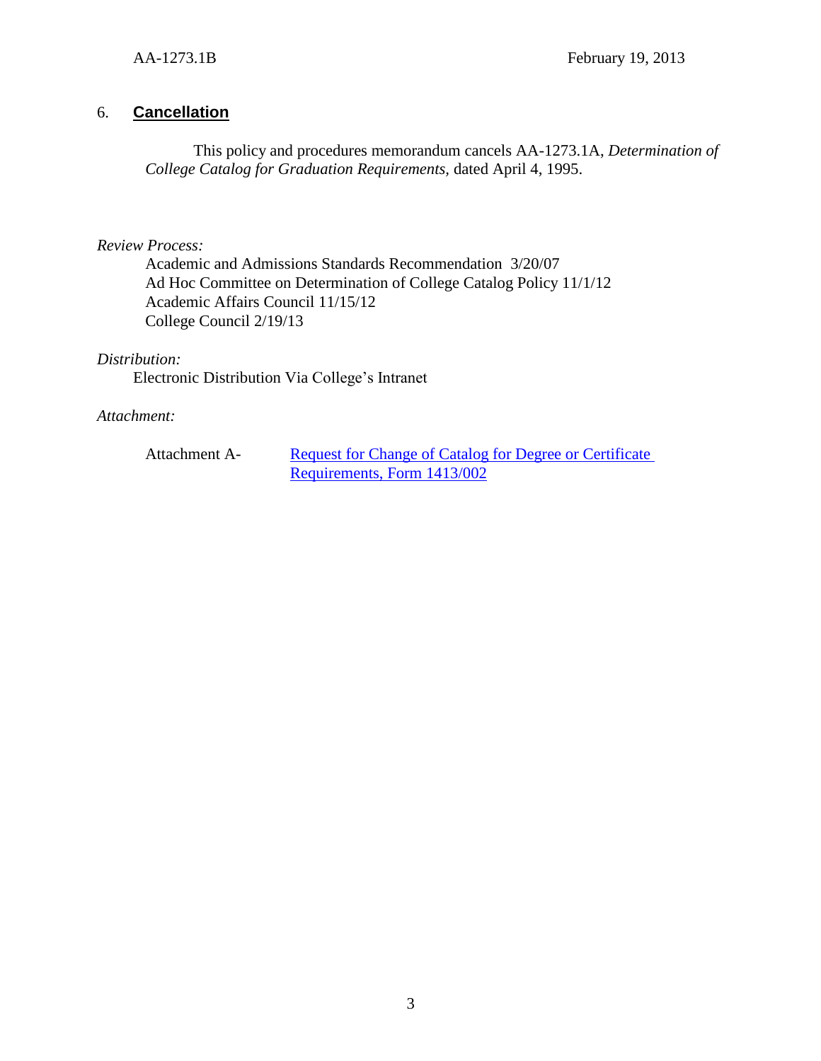## 6. **Cancellation**

This policy and procedures memorandum cancels AA-1273.1A, *Determination of College Catalog for Graduation Requirements*, dated April 4, 1995.

*Review Process:*

Academic and Admissions Standards Recommendation 3/20/07
Ad Hoc Committee on Determination of College Catalog Policy 11/1/12
Academic Affairs Council 11/15/12
College Council 2/19/13

*Distribution:*

Electronic Distribution Via College's Intranet

*Attachment:*

Attachment A- Request for Change of Catalog for Degree or Certificate Requirements, Form 1413/002